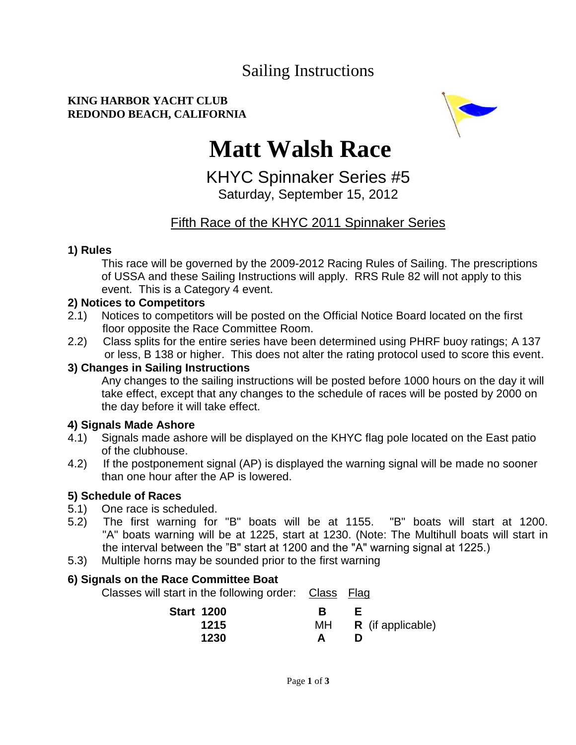# Sailing Instructions

**KING HARBOR YACHT CLUB**
**REDONDO BEACH, CALIFORNIA**

# Matt Walsh Race

## KHYC Spinnaker Series #5

Saturday, September 15, 2012

Fifth Race of the KHYC 2011 Spinnaker Series

### 1) Rules

This race will be governed by the 2009-2012 Racing Rules of Sailing. The prescriptions of USSA and these Sailing Instructions will apply. RRS Rule 82 will not apply to this event. This is a Category 4 event.

### 2) Notices to Competitors

2.1) Notices to competitors will be posted on the Official Notice Board located on the first floor opposite the Race Committee Room.

2.2) Class splits for the entire series have been determined using PHRF buoy ratings; A 137 or less, B 138 or higher. This does not alter the rating protocol used to score this event.

### 3) Changes in Sailing Instructions

Any changes to the sailing instructions will be posted before 1000 hours on the day it will take effect, except that any changes to the schedule of races will be posted by 2000 on the day before it will take effect.

### 4) Signals Made Ashore

4.1) Signals made ashore will be displayed on the KHYC flag pole located on the East patio of the clubhouse.

4.2) If the postponement signal (AP) is displayed the warning signal will be made no sooner than one hour after the AP is lowered.

### 5) Schedule of Races

5.1) One race is scheduled.

5.2) The first warning for "B" boats will be at 1155. "B" boats will start at 1200. "A" boats warning will be at 1225, start at 1230. (Note: The Multihull boats will start in the interval between the "B" start at 1200 and the "A" warning signal at 1225.)

5.3) Multiple horns may be sounded prior to the first warning

### 6) Signals on the Race Committee Boat

Classes will start in the following order:

| Start | Class | Flag |
|---|---|---|
| **1200** | **B** | **E** |
| **1215** | MH | **R** (if applicable) |
| **1230** | **A** | **D** |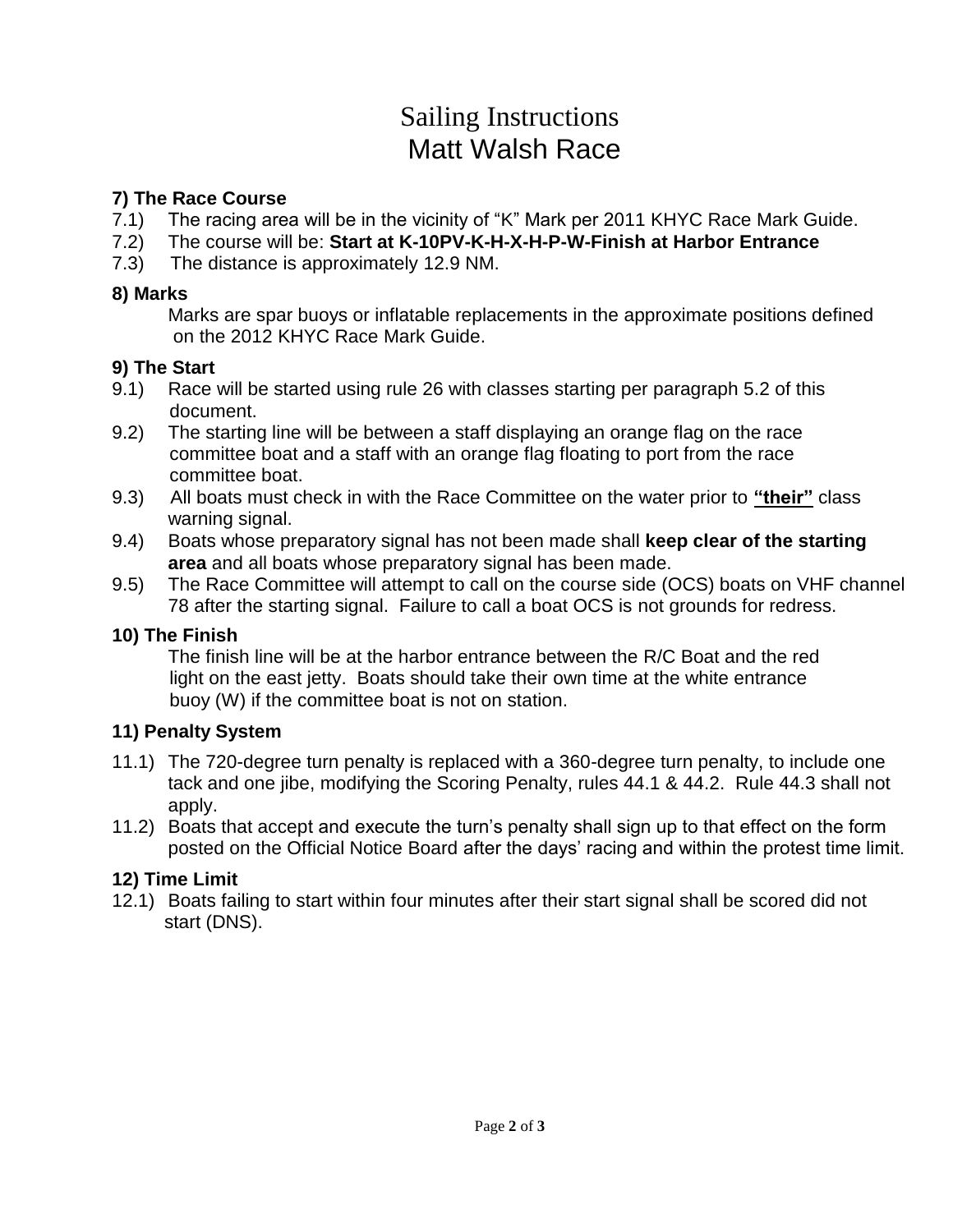# Sailing Instructions
# Matt Walsh Race

### 7) The Race Course

7.1) The racing area will be in the vicinity of "K" Mark per 2011 KHYC Race Mark Guide.
7.2) The course will be: **Start at K-10PV-K-H-X-H-P-W-Finish at Harbor Entrance**
7.3) The distance is approximately 12.9 NM.

### 8) Marks

Marks are spar buoys or inflatable replacements in the approximate positions defined on the 2012 KHYC Race Mark Guide.

### 9) The Start

9.1) Race will be started using rule 26 with classes starting per paragraph 5.2 of this document.
9.2) The starting line will be between a staff displaying an orange flag on the race committee boat and a staff with an orange flag floating to port from the race committee boat.
9.3) All boats must check in with the Race Committee on the water prior to **"their"** class warning signal.
9.4) Boats whose preparatory signal has not been made shall **keep clear of the starting area** and all boats whose preparatory signal has been made.
9.5) The Race Committee will attempt to call on the course side (OCS) boats on VHF channel 78 after the starting signal. Failure to call a boat OCS is not grounds for redress.

### 10) The Finish

The finish line will be at the harbor entrance between the R/C Boat and the red light on the east jetty. Boats should take their own time at the white entrance buoy (W) if the committee boat is not on station.

### 11) Penalty System

11.1) The 720-degree turn penalty is replaced with a 360-degree turn penalty, to include one tack and one jibe, modifying the Scoring Penalty, rules 44.1 & 44.2. Rule 44.3 shall not apply.
11.2) Boats that accept and execute the turn's penalty shall sign up to that effect on the form posted on the Official Notice Board after the days' racing and within the protest time limit.

### 12) Time Limit

12.1) Boats failing to start within four minutes after their start signal shall be scored did not start (DNS).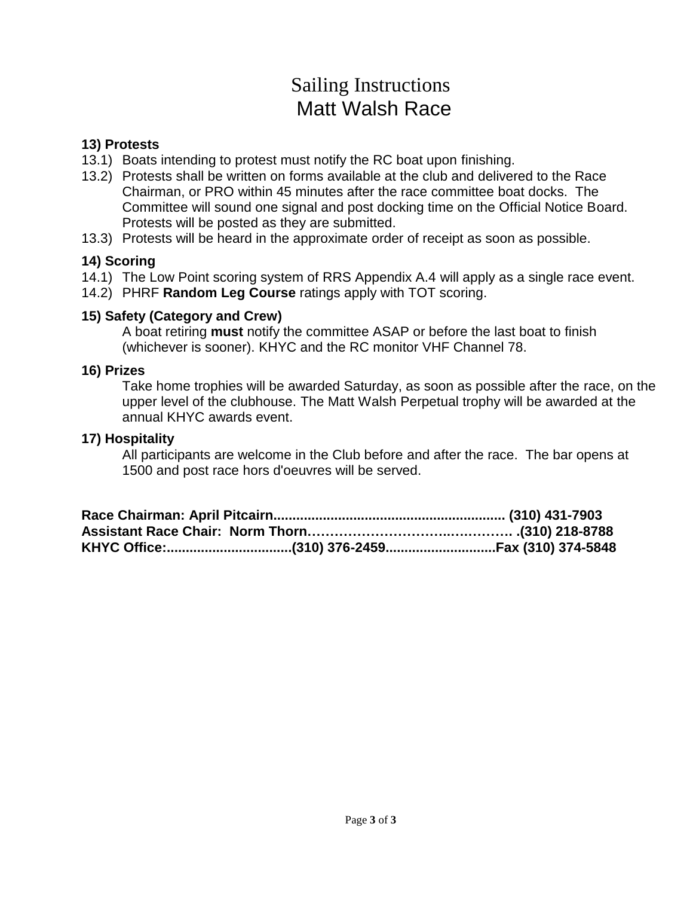# Sailing Instructions
# Matt Walsh Race

**13) Protests**

13.1) Boats intending to protest must notify the RC boat upon finishing.

13.2) Protests shall be written on forms available at the club and delivered to the Race Chairman, or PRO within 45 minutes after the race committee boat docks. The Committee will sound one signal and post docking time on the Official Notice Board. Protests will be posted as they are submitted.

13.3) Protests will be heard in the approximate order of receipt as soon as possible.

**14) Scoring**

14.1) The Low Point scoring system of RRS Appendix A.4 will apply as a single race event.

14.2) PHRF **Random Leg Course** ratings apply with TOT scoring.

**15) Safety (Category and Crew)**

A boat retiring **must** notify the committee ASAP or before the last boat to finish (whichever is sooner). KHYC and the RC monitor VHF Channel 78.

**16) Prizes**

Take home trophies will be awarded Saturday, as soon as possible after the race, on the upper level of the clubhouse. The Matt Walsh Perpetual trophy will be awarded at the annual KHYC awards event.

**17) Hospitality**

All participants are welcome in the Club before and after the race. The bar opens at 1500 and post race hors d'oeuvres will be served.

**Race Chairman: April Pitcairn............................................................ (310) 431-7903**
**Assistant Race Chair: Norm Thorn………………………..………… .(310) 218-8788**
**KHYC Office:.................................(310) 376-2459............................Fax (310) 374-5848**